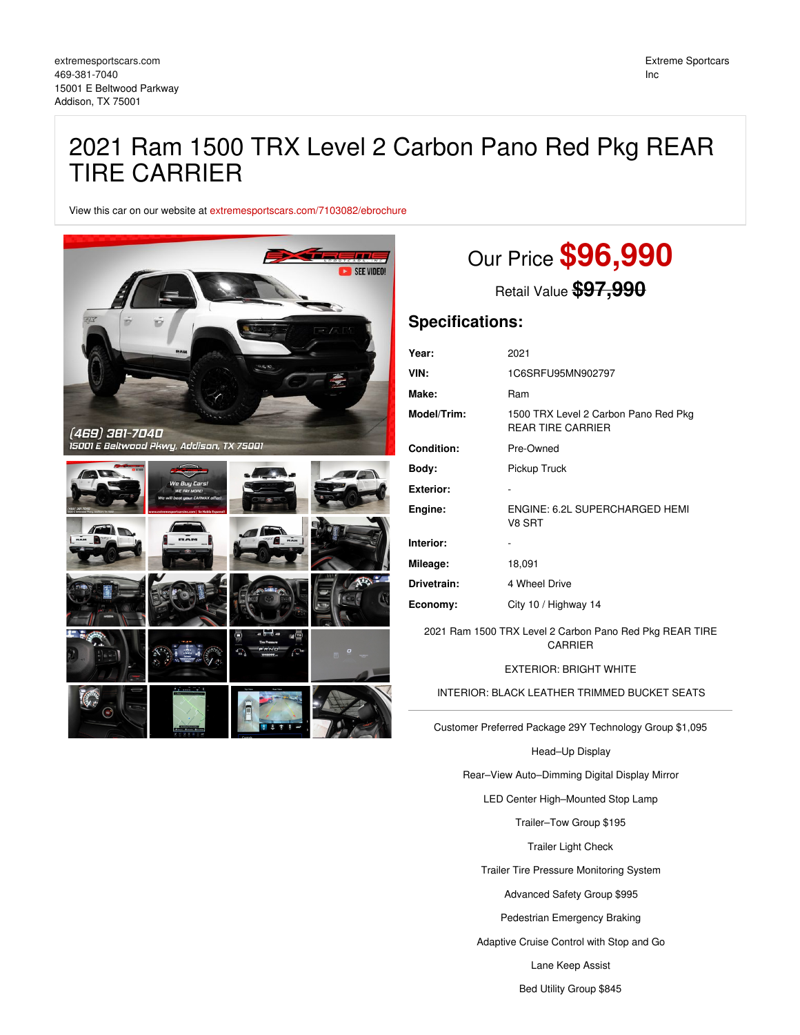extremesportscars.com
469-381-7040
15001 E Beltwood Parkway
Addison, TX 75001

Extreme Sportscars Inc

# 2021 Ram 1500 TRX Level 2 Carbon Pano Red Pkg REAR TIRE CARRIER

View this car on our website at extremesportscars.com/7103082/ebrochure

Our Price **$96,990**

Retail Value ~~$97,990~~

## Specifications:

| | |
|---|---|
| **Year:** | 2021 |
| **VIN:** | 1C6SRFU95MN902797 |
| **Make:** | Ram |
| **Model/Trim:** | 1500 TRX Level 2 Carbon Pano Red Pkg REAR TIRE CARRIER |
| **Condition:** | Pre-Owned |
| **Body:** | Pickup Truck |
| **Exterior:** | - |
| **Engine:** | ENGINE: 6.2L SUPERCHARGED HEMI V8 SRT |
| **Interior:** | - |
| **Mileage:** | 18,091 |
| **Drivetrain:** | 4 Wheel Drive |
| **Economy:** | City 10 / Highway 14 |

2021 Ram 1500 TRX Level 2 Carbon Pano Red Pkg REAR TIRE CARRIER

EXTERIOR: BRIGHT WHITE

INTERIOR: BLACK LEATHER TRIMMED BUCKET SEATS

---

Customer Preferred Package 29Y Technology Group $1,095

Head–Up Display

Rear–View Auto–Dimming Digital Display Mirror

LED Center High–Mounted Stop Lamp

Trailer–Tow Group $195

Trailer Light Check

Trailer Tire Pressure Monitoring System

Advanced Safety Group $995

Pedestrian Emergency Braking

Adaptive Cruise Control with Stop and Go

Lane Keep Assist

Bed Utility Group $845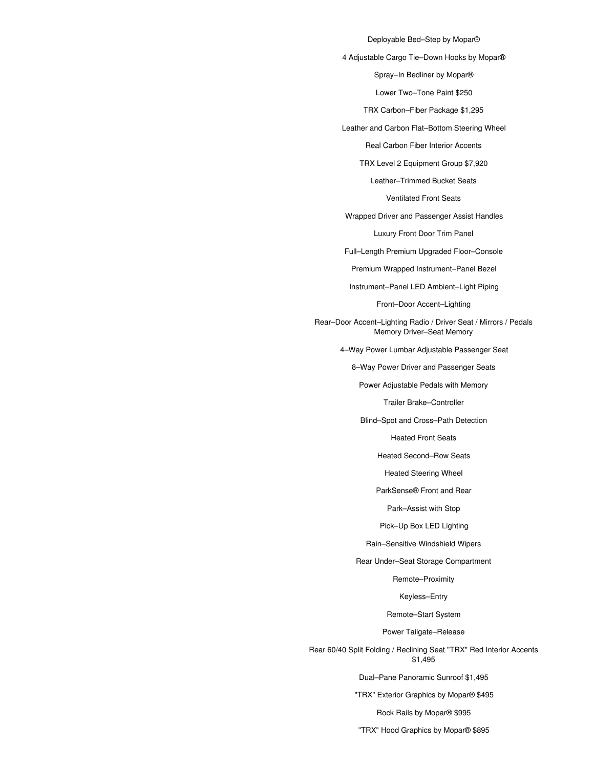Deployable Bed–Step by Mopar®

4 Adjustable Cargo Tie–Down Hooks by Mopar®

Spray–In Bedliner by Mopar®

Lower Two–Tone Paint $250

TRX Carbon–Fiber Package $1,295

Leather and Carbon Flat–Bottom Steering Wheel

Real Carbon Fiber Interior Accents

TRX Level 2 Equipment Group $7,920

Leather–Trimmed Bucket Seats

Ventilated Front Seats

Wrapped Driver and Passenger Assist Handles

Luxury Front Door Trim Panel

Full–Length Premium Upgraded Floor–Console

Premium Wrapped Instrument–Panel Bezel

Instrument–Panel LED Ambient–Light Piping

Front–Door Accent–Lighting

Rear–Door Accent–Lighting Radio / Driver Seat / Mirrors / Pedals Memory Driver–Seat Memory

4–Way Power Lumbar Adjustable Passenger Seat

8–Way Power Driver and Passenger Seats

Power Adjustable Pedals with Memory

Trailer Brake–Controller

Blind–Spot and Cross–Path Detection

Heated Front Seats

Heated Second–Row Seats

Heated Steering Wheel

ParkSense® Front and Rear

Park–Assist with Stop

Pick–Up Box LED Lighting

Rain–Sensitive Windshield Wipers

Rear Under–Seat Storage Compartment

Remote–Proximity

Keyless–Entry

Remote–Start System

Power Tailgate–Release

Rear 60/40 Split Folding / Reclining Seat "TRX" Red Interior Accents $1,495

Dual–Pane Panoramic Sunroof $1,495

"TRX" Exterior Graphics by Mopar® $495

Rock Rails by Mopar® $995

"TRX" Hood Graphics by Mopar® $895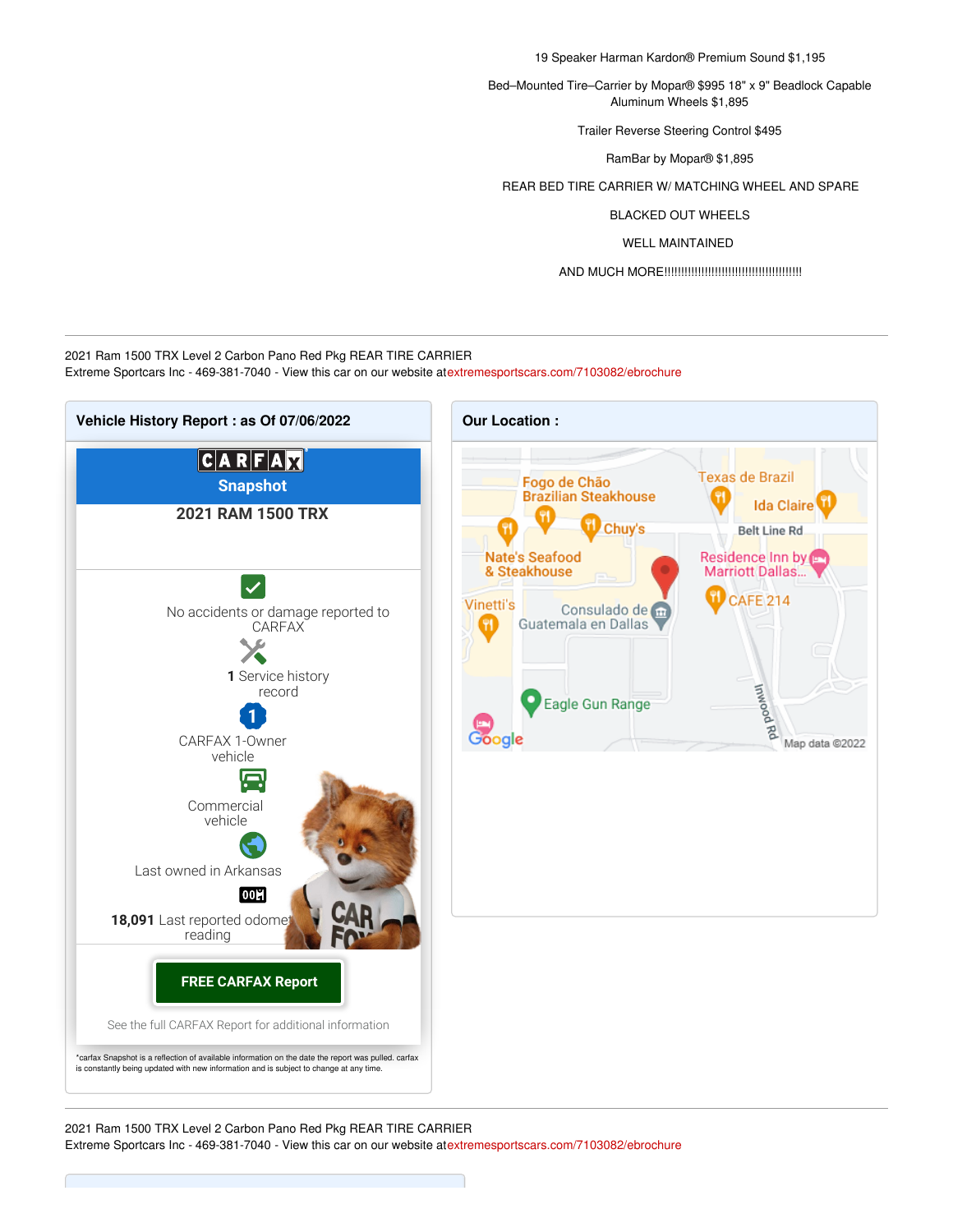19 Speaker Harman Kardon® Premium Sound $1,195

Bed–Mounted Tire–Carrier by Mopar® $995 18" x 9" Beadlock Capable Aluminum Wheels $1,895

Trailer Reverse Steering Control $495

RamBar by Mopar® $1,895

REAR BED TIRE CARRIER W/ MATCHING WHEEL AND SPARE

BLACKED OUT WHEELS

WELL MAINTAINED

AND MUCH MORE!!!!!!!!!!!!!!!!!!!!!!!!!!!!!!!!!!!!!!!!!!

---

2021 Ram 1500 TRX Level 2 Carbon Pano Red Pkg REAR TIRE CARRIER
Extreme Sportcars Inc - 469-381-7040 - View this car on our website at extremesportscars.com/7103082/ebrochure

## Vehicle History Report : as Of 07/06/2022

**CARFAX Snapshot**

**2021 RAM 1500 TRX**

No accidents or damage reported to CARFAX

**1** Service history record

CARFAX 1-Owner vehicle

Commercial vehicle

Last owned in Arkansas

**18,091** Last reported odometer reading

**FREE CARFAX Report**

See the full CARFAX Report for additional information

*carfax Snapshot is a reflection of available information on the date the report was pulled. carfax is constantly being updated with new information and is subject to change at any time.

## Our Location :

Fogo de Chão Brazilian Steakhouse
Texas de Brazil
Ida Claire
Chuy's
Belt Line Rd
Nate's Seafood & Steakhouse
Residence Inn by Marriott Dallas...
CAFE 214
Vinetti's
Consulado de Guatemala en Dallas
Eagle Gun Range
Inwood Rd
Google
Map data ©2022

---

2021 Ram 1500 TRX Level 2 Carbon Pano Red Pkg REAR TIRE CARRIER
Extreme Sportcars Inc - 469-381-7040 - View this car on our website at extremesportscars.com/7103082/ebrochure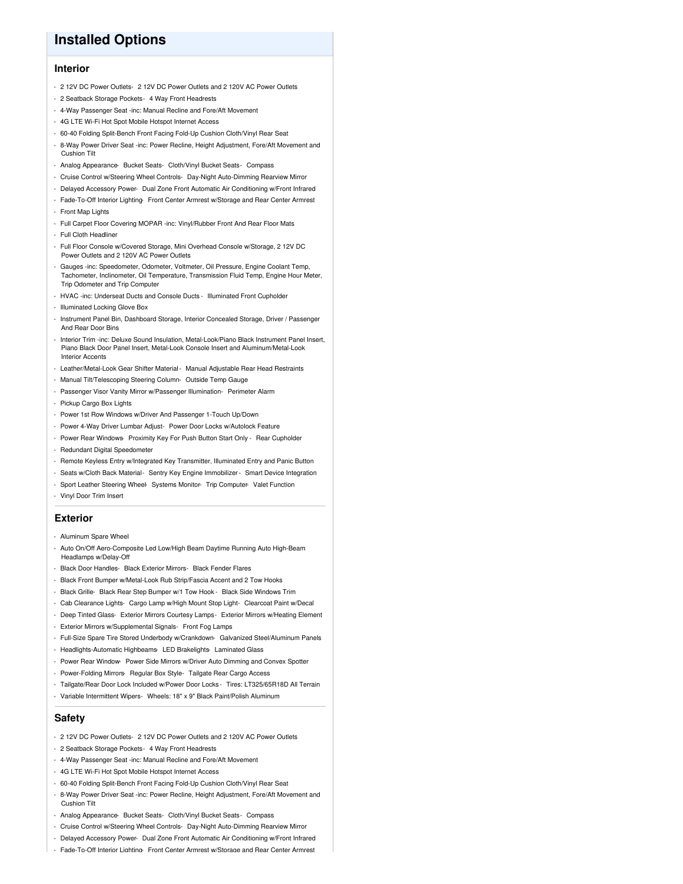# Installed Options

## Interior

- 2 12V DC Power Outlets- 2 12V DC Power Outlets and 2 120V AC Power Outlets
- 2 Seatback Storage Pockets- 4 Way Front Headrests
- 4-Way Passenger Seat -inc: Manual Recline and Fore/Aft Movement
- 4G LTE Wi-Fi Hot Spot Mobile Hotspot Internet Access
- 60-40 Folding Split-Bench Front Facing Fold-Up Cushion Cloth/Vinyl Rear Seat
- 8-Way Power Driver Seat -inc: Power Recline, Height Adjustment, Fore/Aft Movement and Cushion Tilt
- Analog Appearance- Bucket Seats- Cloth/Vinyl Bucket Seats- Compass
- Cruise Control w/Steering Wheel Controls- Day-Night Auto-Dimming Rearview Mirror
- Delayed Accessory Power- Dual Zone Front Automatic Air Conditioning w/Front Infrared
- Fade-To-Off Interior Lighting- Front Center Armrest w/Storage and Rear Center Armrest
- Front Map Lights
- Full Carpet Floor Covering MOPAR -inc: Vinyl/Rubber Front And Rear Floor Mats
- Full Cloth Headliner
- Full Floor Console w/Covered Storage, Mini Overhead Console w/Storage, 2 12V DC Power Outlets and 2 120V AC Power Outlets
- Gauges -inc: Speedometer, Odometer, Voltmeter, Oil Pressure, Engine Coolant Temp, Tachometer, Inclinometer, Oil Temperature, Transmission Fluid Temp, Engine Hour Meter, Trip Odometer and Trip Computer
- HVAC -inc: Underseat Ducts and Console Ducts - Illuminated Front Cupholder
- Illuminated Locking Glove Box
- Instrument Panel Bin, Dashboard Storage, Interior Concealed Storage, Driver / Passenger And Rear Door Bins
- Interior Trim -inc: Deluxe Sound Insulation, Metal-Look/Piano Black Instrument Panel Insert, Piano Black Door Panel Insert, Metal-Look Console Insert and Aluminum/Metal-Look Interior Accents
- Leather/Metal-Look Gear Shifter Material - Manual Adjustable Rear Head Restraints
- Manual Tilt/Telescoping Steering Column- Outside Temp Gauge
- Passenger Visor Vanity Mirror w/Passenger Illumination- Perimeter Alarm
- Pickup Cargo Box Lights
- Power 1st Row Windows w/Driver And Passenger 1-Touch Up/Down
- Power 4-Way Driver Lumbar Adjust- Power Door Locks w/Autolock Feature
- Power Rear Windows- Proximity Key For Push Button Start Only - Rear Cupholder
- Redundant Digital Speedometer
- Remote Keyless Entry w/Integrated Key Transmitter, Illuminated Entry and Panic Button
- Seats w/Cloth Back Material- Sentry Key Engine Immobilizer - Smart Device Integration
- Sport Leather Steering Wheel- Systems Monitor- Trip Computer- Valet Function
- Vinyl Door Trim Insert

## Exterior

- Aluminum Spare Wheel
- Auto On/Off Aero-Composite Led Low/High Beam Daytime Running Auto High-Beam Headlamps w/Delay-Off
- Black Door Handles- Black Exterior Mirrors- Black Fender Flares
- Black Front Bumper w/Metal-Look Rub Strip/Fascia Accent and 2 Tow Hooks
- Black Grille- Black Rear Step Bumper w/1 Tow Hook - Black Side Windows Trim
- Cab Clearance Lights- Cargo Lamp w/High Mount Stop Light- Clearcoat Paint w/Decal
- Deep Tinted Glass- Exterior Mirrors Courtesy Lamps- Exterior Mirrors w/Heating Element
- Exterior Mirrors w/Supplemental Signals- Front Fog Lamps
- Full-Size Spare Tire Stored Underbody w/Crankdown- Galvanized Steel/Aluminum Panels
- Headlights-Automatic Highbeams- LED Brakelights- Laminated Glass
- Power Rear Window- Power Side Mirrors w/Driver Auto Dimming and Convex Spotter
- Power-Folding Mirrors- Regular Box Style- Tailgate Rear Cargo Access
- Tailgate/Rear Door Lock Included w/Power Door Locks - Tires: LT325/65R18D All Terrain
- Variable Intermittent Wipers- Wheels: 18" x 9" Black Paint/Polish Aluminum

## Safety

- 2 12V DC Power Outlets- 2 12V DC Power Outlets and 2 120V AC Power Outlets
- 2 Seatback Storage Pockets- 4 Way Front Headrests
- 4-Way Passenger Seat -inc: Manual Recline and Fore/Aft Movement
- 4G LTE Wi-Fi Hot Spot Mobile Hotspot Internet Access
- 60-40 Folding Split-Bench Front Facing Fold-Up Cushion Cloth/Vinyl Rear Seat
- 8-Way Power Driver Seat -inc: Power Recline, Height Adjustment, Fore/Aft Movement and Cushion Tilt
- Analog Appearance- Bucket Seats- Cloth/Vinyl Bucket Seats- Compass
- Cruise Control w/Steering Wheel Controls- Day-Night Auto-Dimming Rearview Mirror
- Delayed Accessory Power- Dual Zone Front Automatic Air Conditioning w/Front Infrared
- Fade-To-Off Interior Lighting- Front Center Armrest w/Storage and Rear Center Armrest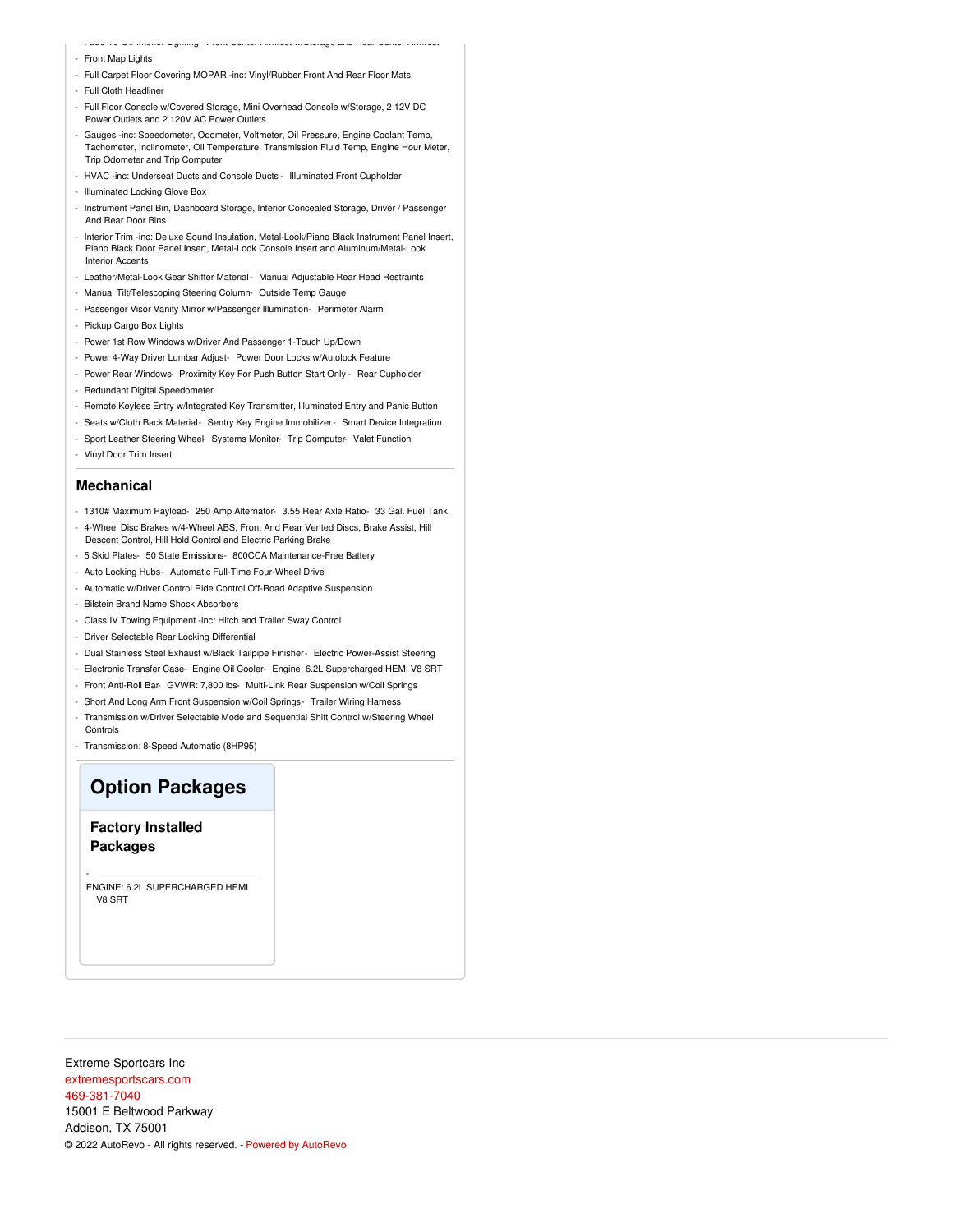- Front Map Lights
- Full Carpet Floor Covering MOPAR -inc: Vinyl/Rubber Front And Rear Floor Mats
- Full Cloth Headliner
- Full Floor Console w/Covered Storage, Mini Overhead Console w/Storage, 2 12V DC Power Outlets and 2 120V AC Power Outlets
- Gauges -inc: Speedometer, Odometer, Voltmeter, Oil Pressure, Engine Coolant Temp, Tachometer, Inclinometer, Oil Temperature, Transmission Fluid Temp, Engine Hour Meter, Trip Odometer and Trip Computer
- HVAC -inc: Underseat Ducts and Console Ducts - Illuminated Front Cupholder
- Illuminated Locking Glove Box
- Instrument Panel Bin, Dashboard Storage, Interior Concealed Storage, Driver / Passenger And Rear Door Bins
- Interior Trim -inc: Deluxe Sound Insulation, Metal-Look/Piano Black Instrument Panel Insert, Piano Black Door Panel Insert, Metal-Look Console Insert and Aluminum/Metal-Look Interior Accents
- Leather/Metal-Look Gear Shifter Material - Manual Adjustable Rear Head Restraints
- Manual Tilt/Telescoping Steering Column - Outside Temp Gauge
- Passenger Visor Vanity Mirror w/Passenger Illumination - Perimeter Alarm
- Pickup Cargo Box Lights
- Power 1st Row Windows w/Driver And Passenger 1-Touch Up/Down
- Power 4-Way Driver Lumbar Adjust - Power Door Locks w/Autolock Feature
- Power Rear Windows - Proximity Key For Push Button Start Only - Rear Cupholder
- Redundant Digital Speedometer
- Remote Keyless Entry w/Integrated Key Transmitter, Illuminated Entry and Panic Button
- Seats w/Cloth Back Material - Sentry Key Engine Immobilizer - Smart Device Integration
- Sport Leather Steering Wheel - Systems Monitor - Trip Computer - Valet Function
- Vinyl Door Trim Insert

## Mechanical

- 1310# Maximum Payload - 250 Amp Alternator - 3.55 Rear Axle Ratio - 33 Gal. Fuel Tank
- 4-Wheel Disc Brakes w/4-Wheel ABS, Front And Rear Vented Discs, Brake Assist, Hill Descent Control, Hill Hold Control and Electric Parking Brake
- 5 Skid Plates - 50 State Emissions - 800CCA Maintenance-Free Battery
- Auto Locking Hubs - Automatic Full-Time Four-Wheel Drive
- Automatic w/Driver Control Ride Control Off-Road Adaptive Suspension
- Bilstein Brand Name Shock Absorbers
- Class IV Towing Equipment -inc: Hitch and Trailer Sway Control
- Driver Selectable Rear Locking Differential
- Dual Stainless Steel Exhaust w/Black Tailpipe Finisher - Electric Power-Assist Steering
- Electronic Transfer Case - Engine Oil Cooler - Engine: 6.2L Supercharged HEMI V8 SRT
- Front Anti-Roll Bar - GVWR: 7,800 lbs - Multi-Link Rear Suspension w/Coil Springs
- Short And Long Arm Front Suspension w/Coil Springs - Trailer Wiring Harness
- Transmission w/Driver Selectable Mode and Sequential Shift Control w/Steering Wheel Controls
- Transmission: 8-Speed Automatic (8HP95)

# Option Packages

### Factory Installed Packages

- ENGINE: 6.2L SUPERCHARGED HEMI V8 SRT

Extreme Sportcars Inc
extremesportscars.com
469-381-7040
15001 E Beltwood Parkway
Addison, TX 75001
© 2022 AutoRevo - All rights reserved. - Powered by AutoRevo